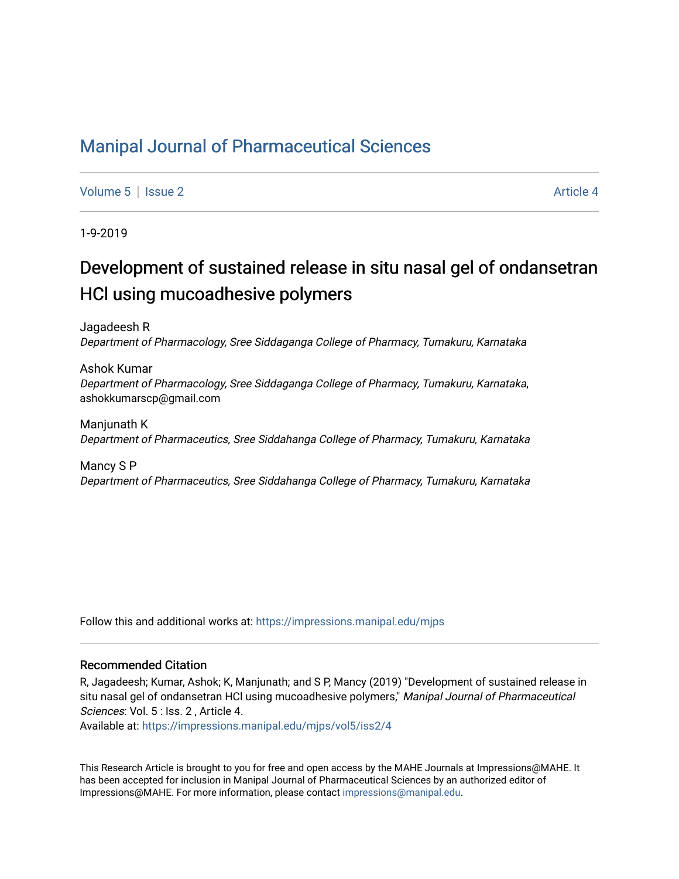# Manipal Journal of Pharmaceutical Sciences

Volume 5 | Issue 2 Article 4

1-9-2019

## Development of sustained release in situ nasal gel of ondansetran HCl using mucoadhesive polymers

Jagadeesh R
*Department of Pharmacology, Sree Siddaganga College of Pharmacy, Tumakuru, Karnataka*

Ashok Kumar
*Department of Pharmacology, Sree Siddaganga College of Pharmacy, Tumakuru, Karnataka*, ashokkumarscp@gmail.com

Manjunath K
*Department of Pharmaceutics, Sree Siddahanga College of Pharmacy, Tumakuru, Karnataka*

Mancy S P
*Department of Pharmaceutics, Sree Siddahanga College of Pharmacy, Tumakuru, Karnataka*

Follow this and additional works at: https://impressions.manipal.edu/mjps

### Recommended Citation

R, Jagadeesh; Kumar, Ashok; K, Manjunath; and S P, Mancy (2019) "Development of sustained release in situ nasal gel of ondansetran HCl using mucoadhesive polymers," *Manipal Journal of Pharmaceutical Sciences*: Vol. 5 : Iss. 2 , Article 4.
Available at: https://impressions.manipal.edu/mjps/vol5/iss2/4

This Research Article is brought to you for free and open access by the MAHE Journals at Impressions@MAHE. It has been accepted for inclusion in Manipal Journal of Pharmaceutical Sciences by an authorized editor of Impressions@MAHE. For more information, please contact impressions@manipal.edu.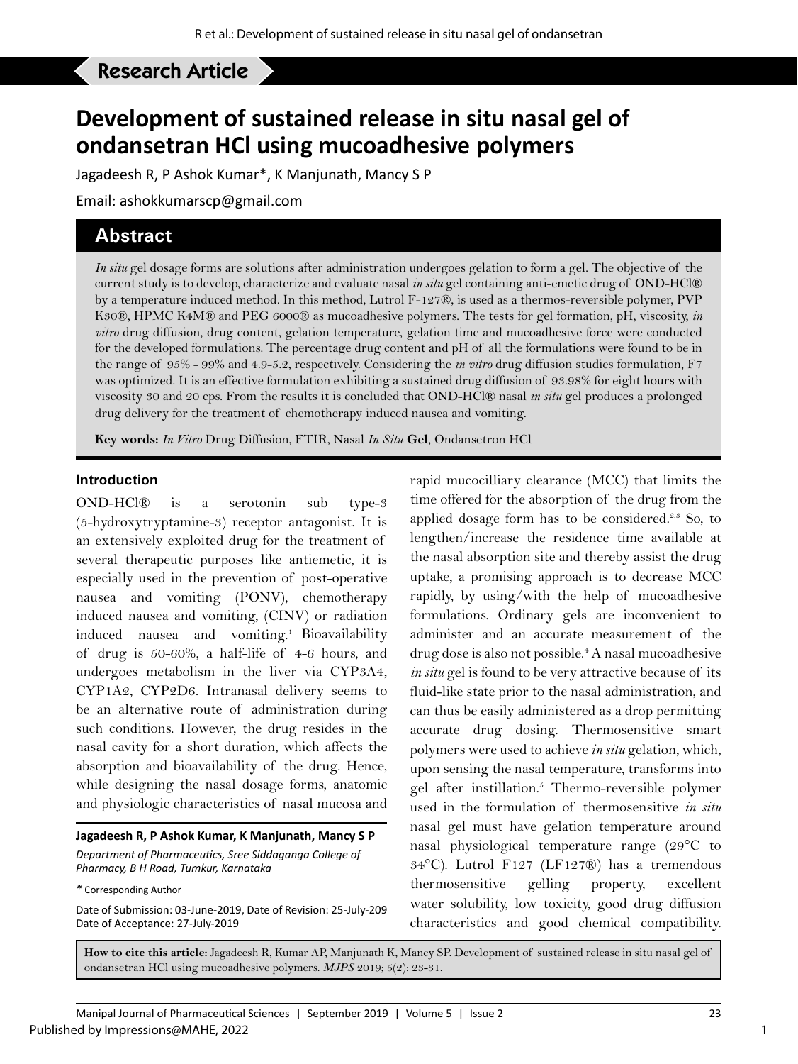Research Article

# Development of sustained release in situ nasal gel of ondansetran HCl using mucoadhesive polymers

Jagadeesh R, P Ashok Kumar*, K Manjunath, Mancy S P

Email: ashokkumarscp@gmail.com

## Abstract

*In situ* gel dosage forms are solutions after administration undergoes gelation to form a gel. The objective of the current study is to develop, characterize and evaluate nasal *in situ* gel containing anti-emetic drug of OND-HCl® by a temperature induced method. In this method, Lutrol F-127®, is used as a thermos-reversible polymer, PVP K30®, HPMC K4M® and PEG 6000® as mucoadhesive polymers. The tests for gel formation, pH, viscosity, *in vitro* drug diffusion, drug content, gelation temperature, gelation time and mucoadhesive force were conducted for the developed formulations. The percentage drug content and pH of all the formulations were found to be in the range of 95% - 99% and 4.9-5.2, respectively. Considering the *in vitro* drug diffusion studies formulation, F7 was optimized. It is an effective formulation exhibiting a sustained drug diffusion of 93.98% for eight hours with viscosity 30 and 20 cps. From the results it is concluded that OND-HCl® nasal *in situ* gel produces a prolonged drug delivery for the treatment of chemotherapy induced nausea and vomiting.

**Key words:** *In Vitro* Drug Diffusion, FTIR, Nasal *In Situ* **Gel**, Ondansetron HCl

## Introduction

OND-HCl® is a serotonin sub type-3 (5-hydroxytryptamine-3) receptor antagonist. It is an extensively exploited drug for the treatment of several therapeutic purposes like antiemetic, it is especially used in the prevention of post-operative nausea and vomiting (PONV), chemotherapy induced nausea and vomiting, (CINV) or radiation induced nausea and vomiting.[1] Bioavailability of drug is 50-60%, a half-life of 4-6 hours, and undergoes metabolism in the liver via CYP3A4, CYP1A2, CYP2D6. Intranasal delivery seems to be an alternative route of administration during such conditions. However, the drug resides in the nasal cavity for a short duration, which affects the absorption and bioavailability of the drug. Hence, while designing the nasal dosage forms, anatomic and physiologic characteristics of nasal mucosa and rapid mucocilliary clearance (MCC) that limits the time offered for the absorption of the drug from the applied dosage form has to be considered.[2,3] So, to lengthen/increase the residence time available at the nasal absorption site and thereby assist the drug uptake, a promising approach is to decrease MCC rapidly, by using/with the help of mucoadhesive formulations. Ordinary gels are inconvenient to administer and an accurate measurement of the drug dose is also not possible.[4] A nasal mucoadhesive *in situ* gel is found to be very attractive because of its fluid-like state prior to the nasal administration, and can thus be easily administered as a drop permitting accurate drug dosing. Thermosensitive smart polymers were used to achieve *in situ* gelation, which, upon sensing the nasal temperature, transforms into gel after instillation.[5] Thermo-reversible polymer used in the formulation of thermosensitive *in situ* nasal gel must have gelation temperature around nasal physiological temperature range (29°C to 34°C). Lutrol F127 (LF127®) has a tremendous thermosensitive gelling property, excellent water solubility, low toxicity, good drug diffusion characteristics and good chemical compatibility.

**Jagadeesh R, P Ashok Kumar, K Manjunath, Mancy S P**

*Department of Pharmaceutics, Sree Siddaganga College of Pharmacy, B H Road, Tumkur, Karnataka*

\* Corresponding Author

Date of Submission: 03-June-2019, Date of Revision: 25-July-209
Date of Acceptance: 27-July-2019

**How to cite this article:** Jagadeesh R, Kumar AP, Manjunath K, Mancy SP. Development of sustained release in situ nasal gel of ondansetran HCl using mucoadhesive polymers. *MJPS* 2019; 5(2): 23-31.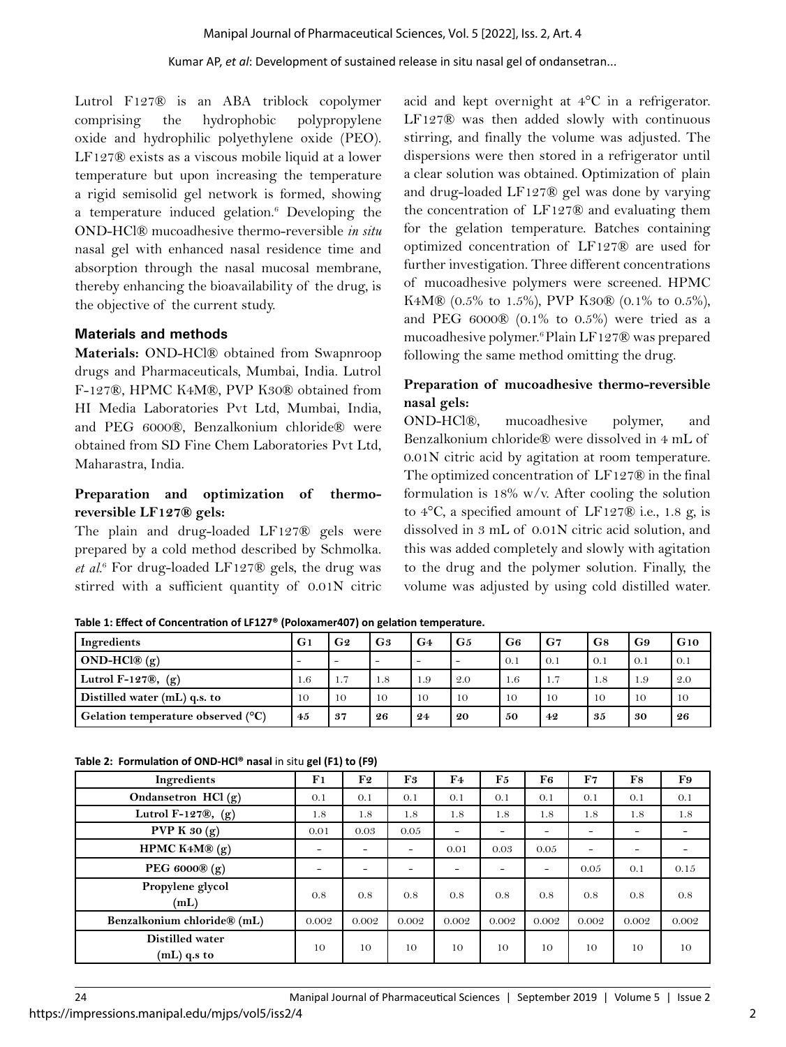Lutrol F127® is an ABA triblock copolymer comprising the hydrophobic polypropylene oxide and hydrophilic polyethylene oxide (PEO). LF127® exists as a viscous mobile liquid at a lower temperature but upon increasing the temperature a rigid semisolid gel network is formed, showing a temperature induced gelation.[6] Developing the OND-HCl® mucoadhesive thermo-reversible *in situ* nasal gel with enhanced nasal residence time and absorption through the nasal mucosal membrane, thereby enhancing the bioavailability of the drug, is the objective of the current study.

## Materials and methods

**Materials:** OND-HCl® obtained from Swapnroop drugs and Pharmaceuticals, Mumbai, India. Lutrol F-127®, HPMC K4M®, PVP K30® obtained from HI Media Laboratories Pvt Ltd, Mumbai, India, and PEG 6000®, Benzalkonium chloride® were obtained from SD Fine Chem Laboratories Pvt Ltd, Maharastra, India.

### Preparation and optimization of thermo-reversible LF127® gels:

The plain and drug-loaded LF127® gels were prepared by a cold method described by Schmolka. *et al.*[6] For drug-loaded LF127® gels, the drug was stirred with a sufficient quantity of 0.01N citric acid and kept overnight at 4°C in a refrigerator. LF127® was then added slowly with continuous stirring, and finally the volume was adjusted. The dispersions were then stored in a refrigerator until a clear solution was obtained. Optimization of plain and drug-loaded LF127® gel was done by varying the concentration of LF127® and evaluating them for the gelation temperature. Batches containing optimized concentration of LF127® are used for further investigation. Three different concentrations of mucoadhesive polymers were screened. HPMC K4M® (0.5% to 1.5%), PVP K30® (0.1% to 0.5%), and PEG 6000® (0.1% to 0.5%) were tried as a mucoadhesive polymer.[6] Plain LF127® was prepared following the same method omitting the drug.

### Preparation of mucoadhesive thermo-reversible nasal gels:

OND-HCl®, mucoadhesive polymer, and Benzalkonium chloride® were dissolved in 4 mL of 0.01N citric acid by agitation at room temperature. The optimized concentration of LF127® in the final formulation is 18% w/v. After cooling the solution to 4°C, a specified amount of LF127® i.e., 1.8 g, is dissolved in 3 mL of 0.01N citric acid solution, and this was added completely and slowly with agitation to the drug and the polymer solution. Finally, the volume was adjusted by using cold distilled water.

**Table 1: Effect of Concentration of LF127® (Poloxamer407) on gelation temperature.**

| Ingredients | G1 | G2 | G3 | G4 | G5 | G6 | G7 | G8 | G9 | G10 |
|---|---|---|---|---|---|---|---|---|---|---|
| **OND-HCl® (g)** | - | - | - | - | - | 0.1 | 0.1 | 0.1 | 0.1 | 0.1 |
| **Lutrol F-127®, (g)** | 1.6 | 1.7 | 1.8 | 1.9 | 2.0 | 1.6 | 1.7 | 1.8 | 1.9 | 2.0 |
| **Distilled water (mL) q.s. to** | 10 | 10 | 10 | 10 | 10 | 10 | 10 | 10 | 10 | 10 |
| **Gelation temperature observed (°C)** | **45** | **37** | **26** | **24** | **20** | **50** | **42** | **35** | **30** | **26** |

**Table 2: Formulation of OND-HCl® nasal** *in situ* **gel (F1) to (F9)**

| Ingredients | F1 | F2 | F3 | F4 | F5 | F6 | F7 | F8 | F9 |
|---|---|---|---|---|---|---|---|---|---|
| **Ondansetron HCl (g)** | 0.1 | 0.1 | 0.1 | 0.1 | 0.1 | 0.1 | 0.1 | 0.1 | 0.1 |
| **Lutrol F-127®, (g)** | 1.8 | 1.8 | 1.8 | 1.8 | 1.8 | 1.8 | 1.8 | 1.8 | 1.8 |
| **PVP K 30 (g)** | 0.01 | 0.03 | 0.05 | - | - | - | - | - | - |
| **HPMC K4M® (g)** | - | - | - | 0.01 | 0.03 | 0.05 | - | - | - |
| **PEG 6000® (g)** | - | - | - | - | - | - | 0.05 | 0.1 | 0.15 |
| **Propylene glycol (mL)** | 0.8 | 0.8 | 0.8 | 0.8 | 0.8 | 0.8 | 0.8 | 0.8 | 0.8 |
| **Benzalkonium chloride® (mL)** | 0.002 | 0.002 | 0.002 | 0.002 | 0.002 | 0.002 | 0.002 | 0.002 | 0.002 |
| **Distilled water (mL) q.s to** | 10 | 10 | 10 | 10 | 10 | 10 | 10 | 10 | 10 |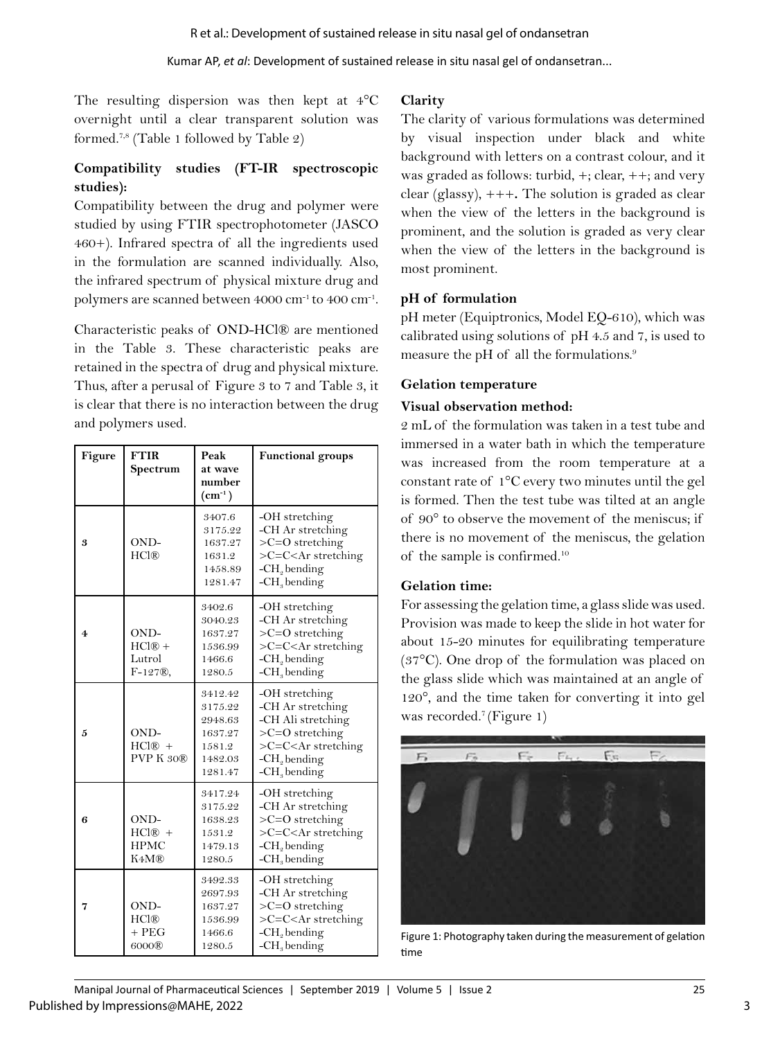The resulting dispersion was then kept at 4°C overnight until a clear transparent solution was formed.[7,8] (Table 1 followed by Table 2)

**Compatibility studies (FT-IR spectroscopic studies):**

Compatibility between the drug and polymer were studied by using FTIR spectrophotometer (JASCO 460+). Infrared spectra of all the ingredients used in the formulation are scanned individually. Also, the infrared spectrum of physical mixture drug and polymers are scanned between 4000 $cm^{-1}$ to 400 $cm^{-1}$.

Characteristic peaks of OND-HCl® are mentioned in the Table 3. These characteristic peaks are retained in the spectra of drug and physical mixture. Thus, after a perusal of Figure 3 to 7 and Table 3, it is clear that there is no interaction between the drug and polymers used.

| Figure | FTIR Spectrum | Peak at wave number ($cm^{-1}$) | Functional groups |
|---|---|---|---|
| 3 | OND-HCl® | 3407.6<br>3175.22<br>1637.27<br>1631.2<br>1458.89<br>1281.47 | -OH stretching<br>-CH Ar stretching<br>>C=O stretching<br>>C=C<Ar stretching<br>-$CH_2$ bending<br>-$CH_3$ bending |
| 4 | OND-HCl® + Lutrol F-127®, | 3402.6<br>3040.23<br>1637.27<br>1536.99<br>1466.6<br>1280.5 | -OH stretching<br>-CH Ar stretching<br>>C=O stretching<br>>C=C<Ar stretching<br>-$CH_2$ bending<br>-$CH_3$ bending |
| 5 | OND-HCl® + PVP K 30® | 3412.42<br>3175.22<br>2948.63<br>1637.27<br>1581.2<br>1482.03<br>1281.47 | -OH stretching<br>-CH Ar stretching<br>-CH Ali stretching<br>>C=O stretching<br>>C=C<Ar stretching<br>-$CH_2$ bending<br>-$CH_3$ bending |
| 6 | OND-HCl® + HPMC K4M® | 3417.24<br>3175.22<br>1638.23<br>1531.2<br>1479.13<br>1280.5 | -OH stretching<br>-CH Ar stretching<br>>C=O stretching<br>>C=C<Ar stretching<br>-$CH_2$ bending<br>-$CH_3$ bending |
| 7 | OND-HCl® + PEG 6000® | 3492.33<br>2697.93<br>1637.27<br>1536.99<br>1466.6<br>1280.5 | -OH stretching<br>-CH Ar stretching<br>>C=O stretching<br>>C=C<Ar stretching<br>-$CH_2$ bending<br>-$CH_3$ bending |

**Clarity**

The clarity of various formulations was determined by visual inspection under black and white background with letters on a contrast colour, and it was graded as follows: turbid, +; clear, ++; and very clear (glassy), +++. The solution is graded as clear when the view of the letters in the background is prominent, and the solution is graded as very clear when the view of the letters in the background is most prominent.

**pH of formulation**

pH meter (Equiptronics, Model EQ-610), which was calibrated using solutions of pH 4.5 and 7, is used to measure the pH of all the formulations.[9]

**Gelation temperature**

**Visual observation method:**

2 mL of the formulation was taken in a test tube and immersed in a water bath in which the temperature was increased from the room temperature at a constant rate of 1°C every two minutes until the gel is formed. Then the test tube was tilted at an angle of 90° to observe the movement of the meniscus; if there is no movement of the meniscus, the gelation of the sample is confirmed.[10]

**Gelation time:**

For assessing the gelation time, a glass slide was used. Provision was made to keep the slide in hot water for about 15-20 minutes for equilibrating temperature (37°C). One drop of the formulation was placed on the glass slide which was maintained at an angle of 120°, and the time taken for converting it into gel was recorded.[7] (Figure 1)

Figure 1: Photography taken during the measurement of gelation time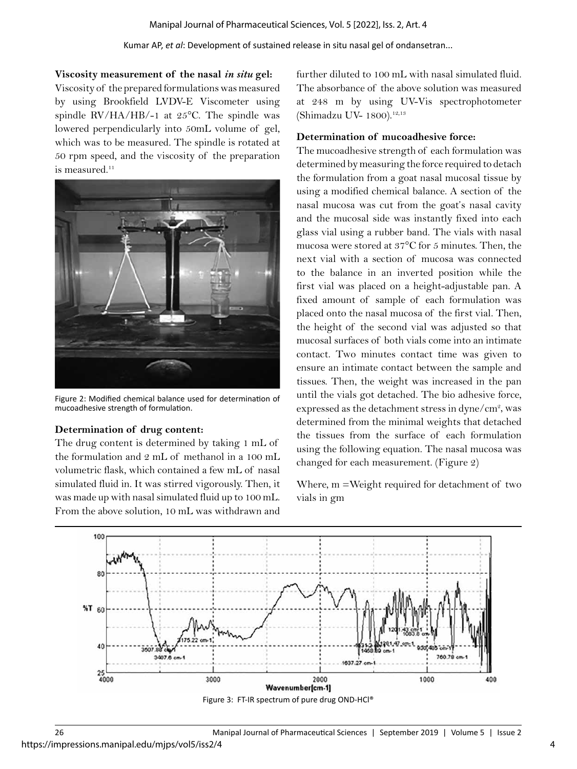### Viscosity measurement of the nasal *in situ* gel:

Viscosity of the prepared formulations was measured by using Brookfield LVDV-E Viscometer using spindle RV/HA/HB/-1 at 25°C. The spindle was lowered perpendicularly into 50mL volume of gel, which was to be measured. The spindle is rotated at 50 rpm speed, and the viscosity of the preparation is measured.[11]

Figure 2: Modified chemical balance used for determination of mucoadhesive strength of formulation.

### Determination of drug content:

The drug content is determined by taking 1 mL of the formulation and 2 mL of methanol in a 100 mL volumetric flask, which contained a few mL of nasal simulated fluid in. It was stirred vigorously. Then, it was made up with nasal simulated fluid up to 100 mL. From the above solution, 10 mL was withdrawn and further diluted to 100 mL with nasal simulated fluid. The absorbance of the above solution was measured at 248 m by using UV-Vis spectrophotometer (Shimadzu UV- 1800).[12,13]

### Determination of mucoadhesive force:

The mucoadhesive strength of each formulation was determined by measuring the force required to detach the formulation from a goat nasal mucosal tissue by using a modified chemical balance. A section of the nasal mucosa was cut from the goat's nasal cavity and the mucosal side was instantly fixed into each glass vial using a rubber band. The vials with nasal mucosa were stored at 37°C for 5 minutes. Then, the next vial with a section of mucosa was connected to the balance in an inverted position while the first vial was placed on a height-adjustable pan. A fixed amount of sample of each formulation was placed onto the nasal mucosa of the first vial. Then, the height of the second vial was adjusted so that mucosal surfaces of both vials come into an intimate contact. Two minutes contact time was given to ensure an intimate contact between the sample and tissues. Then, the weight was increased in the pan until the vials got detached. The bio adhesive force, expressed as the detachment stress in dyne/cm$^2$, was determined from the minimal weights that detached the tissues from the surface of each formulation using the following equation. The nasal mucosa was changed for each measurement. (Figure 2)

Where, m =Weight required for detachment of two vials in gm

Figure 3: FT-IR spectrum of pure drug OND-HCl®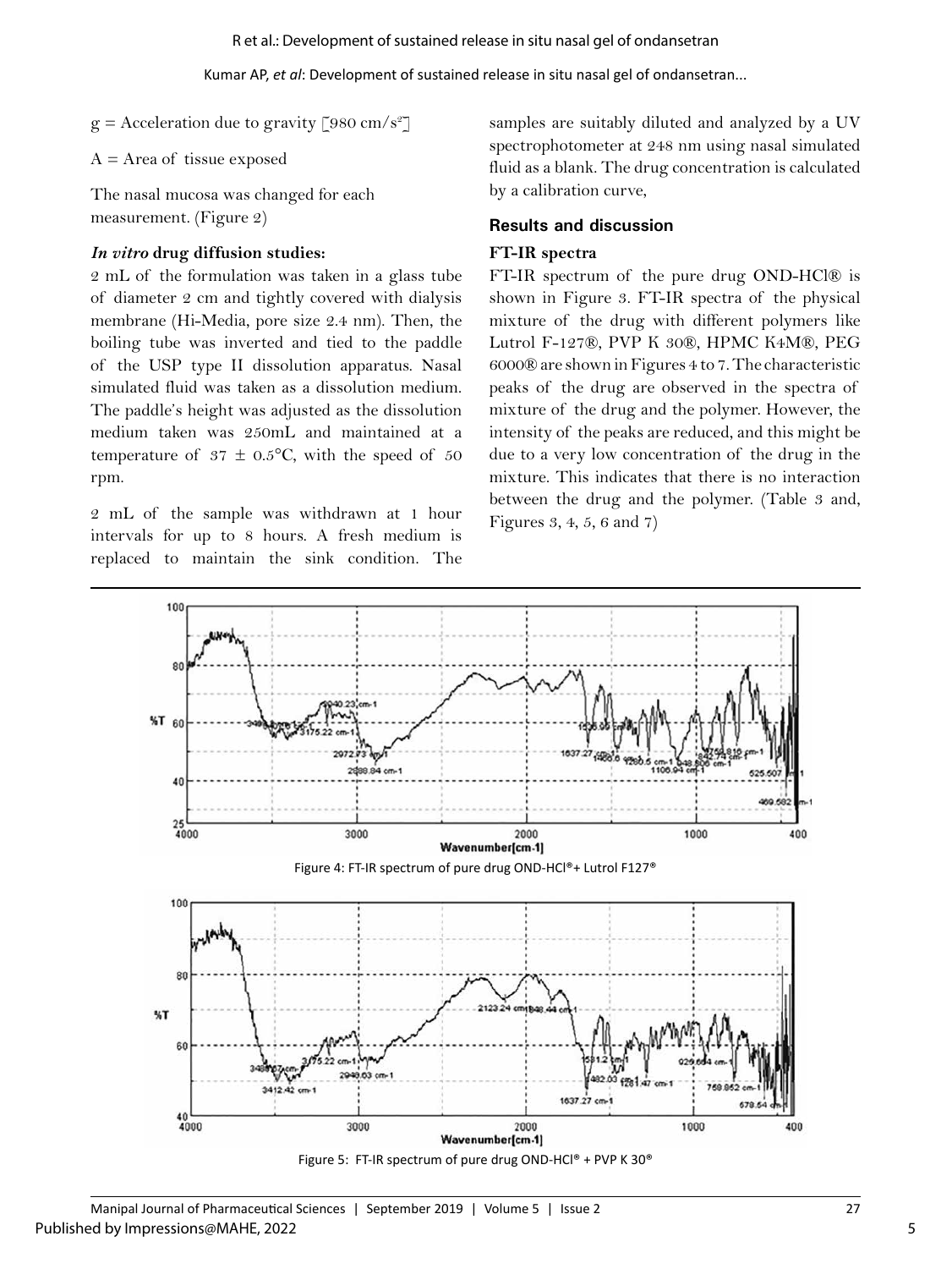g = Acceleration due to gravity [980 cm/s$^2$]

A = Area of tissue exposed

The nasal mucosa was changed for each measurement. (Figure 2)

### *In vitro* drug diffusion studies:

2 mL of the formulation was taken in a glass tube of diameter 2 cm and tightly covered with dialysis membrane (Hi-Media, pore size 2.4 nm). Then, the boiling tube was inverted and tied to the paddle of the USP type II dissolution apparatus. Nasal simulated fluid was taken as a dissolution medium. The paddle's height was adjusted as the dissolution medium taken was 250mL and maintained at a temperature of 37 ± 0.5°C, with the speed of 50 rpm.

2 mL of the sample was withdrawn at 1 hour intervals for up to 8 hours. A fresh medium is replaced to maintain the sink condition. The samples are suitably diluted and analyzed by a UV spectrophotometer at 248 nm using nasal simulated fluid as a blank. The drug concentration is calculated by a calibration curve,

## Results and discussion

### FT-IR spectra

FT-IR spectrum of the pure drug OND-HCl® is shown in Figure 3. FT-IR spectra of the physical mixture of the drug with different polymers like Lutrol F-127®, PVP K 30®, HPMC K4M®, PEG 6000® are shown in Figures 4 to 7. The characteristic peaks of the drug are observed in the spectra of mixture of the drug and the polymer. However, the intensity of the peaks are reduced, and this might be due to a very low concentration of the drug in the mixture. This indicates that there is no interaction between the drug and the polymer. (Table 3 and, Figures 3, 4, 5, 6 and 7)

Figure 4: FT-IR spectrum of pure drug OND-HCl®+ Lutrol F127®

Figure 5: FT-IR spectrum of pure drug OND-HCl® + PVP K 30®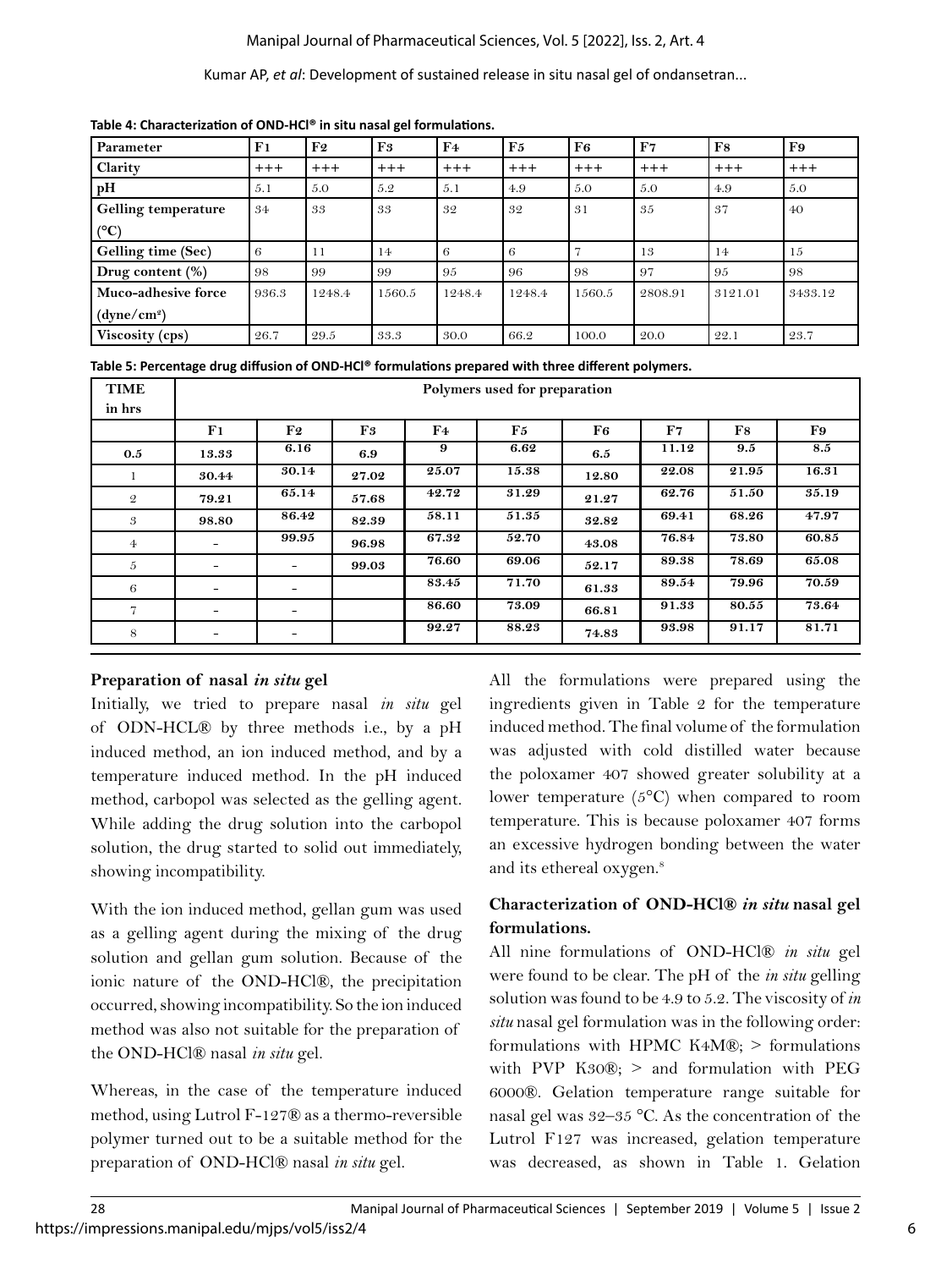**Table 4: Characterization of OND-HCl® in situ nasal gel formulations.**

| Parameter | F1 | F2 | F3 | F4 | F5 | F6 | F7 | F8 | F9 |
|---|---|---|---|---|---|---|---|---|---|
| Clarity | +++ | +++ | +++ | +++ | +++ | +++ | +++ | +++ | +++ |
| pH | 5.1 | 5.0 | 5.2 | 5.1 | 4.9 | 5.0 | 5.0 | 4.9 | 5.0 |
| Gelling temperature (°C) | 34 | 33 | 33 | 32 | 32 | 31 | 35 | 37 | 40 |
| Gelling time (Sec) | 6 | 11 | 14 | 6 | 6 | 7 | 13 | 14 | 15 |
| Drug content (%) | 98 | 99 | 99 | 95 | 96 | 98 | 97 | 95 | 98 |
| Muco-adhesive force (dyne/cm²) | 936.3 | 1248.4 | 1560.5 | 1248.4 | 1248.4 | 1560.5 | 2808.91 | 3121.01 | 3433.12 |
| Viscosity (cps) | 26.7 | 29.5 | 33.3 | 30.0 | 66.2 | 100.0 | 20.0 | 22.1 | 23.7 |

**Table 5: Percentage drug diffusion of OND-HCl® formulations prepared with three different polymers.**

| TIME in hrs | Polymers used for preparation | | | | | | | | |
|---|---|---|---|---|---|---|---|---|---|
| | F1 | F2 | F3 | F4 | F5 | F6 | F7 | F8 | F9 |
| 0.5 | 13.33 | 6.16 | 6.9 | 9 | 6.62 | 6.5 | 11.12 | 9.5 | 8.5 |
| 1 | 30.44 | 30.14 | 27.02 | 25.07 | 15.38 | 12.80 | 22.08 | 21.95 | 16.31 |
| 2 | 79.21 | 65.14 | 57.68 | 42.72 | 31.29 | 21.27 | 62.76 | 51.50 | 35.19 |
| 3 | 98.80 | 86.42 | 82.39 | 58.11 | 51.35 | 32.82 | 69.41 | 68.26 | 47.97 |
| 4 | - | 99.95 | 96.98 | 67.32 | 52.70 | 43.08 | 76.84 | 73.80 | 60.85 |
| 5 | - | - | 99.03 | 76.60 | 69.06 | 52.17 | 89.38 | 78.69 | 65.08 |
| 6 | - | - | | 83.45 | 71.70 | 61.33 | 89.54 | 79.96 | 70.59 |
| 7 | - | - | | 86.60 | 73.09 | 66.81 | 91.33 | 80.55 | 73.64 |
| 8 | - | - | | 92.27 | 88.23 | 74.83 | 93.98 | 91.17 | 81.71 |

### Preparation of nasal *in situ* gel

Initially, we tried to prepare nasal *in situ* gel of ODN-HCL® by three methods i.e., by a pH induced method, an ion induced method, and by a temperature induced method. In the pH induced method, carbopol was selected as the gelling agent. While adding the drug solution into the carbopol solution, the drug started to solid out immediately, showing incompatibility.

With the ion induced method, gellan gum was used as a gelling agent during the mixing of the drug solution and gellan gum solution. Because of the ionic nature of the OND-HCl®, the precipitation occurred, showing incompatibility. So the ion induced method was also not suitable for the preparation of the OND-HCl® nasal *in situ* gel.

Whereas, in the case of the temperature induced method, using Lutrol F-127® as a thermo-reversible polymer turned out to be a suitable method for the preparation of OND-HCl® nasal *in situ* gel.

All the formulations were prepared using the ingredients given in Table 2 for the temperature induced method. The final volume of the formulation was adjusted with cold distilled water because the poloxamer 407 showed greater solubility at a lower temperature (5°C) when compared to room temperature. This is because poloxamer 407 forms an excessive hydrogen bonding between the water and its ethereal oxygen.[8]

### Characterization of OND-HCl® *in situ* nasal gel formulations.

All nine formulations of OND-HCl® *in situ* gel were found to be clear. The pH of the *in situ* gelling solution was found to be 4.9 to 5.2. The viscosity of *in situ* nasal gel formulation was in the following order: formulations with HPMC K4M®; > formulations with PVP K30®; > and formulation with PEG 6000®. Gelation temperature range suitable for nasal gel was 32–35 °C. As the concentration of the Lutrol F127 was increased, gelation temperature was decreased, as shown in Table 1. Gelation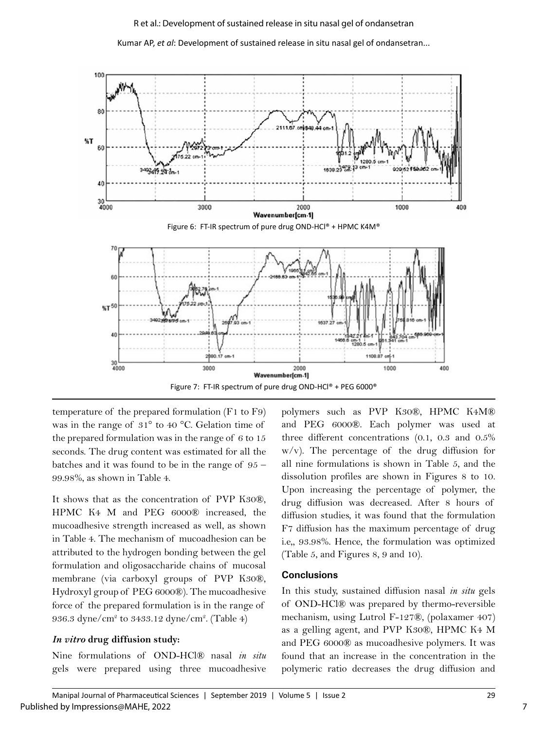Figure 6: FT-IR spectrum of pure drug OND-HCl® + HPMC K4M®

Figure 7: FT-IR spectrum of pure drug OND-HCl® + PEG 6000®

temperature of the prepared formulation (F1 to F9) was in the range of 31° to 40 °C. Gelation time of the prepared formulation was in the range of 6 to 15 seconds. The drug content was estimated for all the batches and it was found to be in the range of 95 – 99.98%, as shown in Table 4.

It shows that as the concentration of PVP K30®, HPMC K4 M and PEG 6000® increased, the mucoadhesive strength increased as well, as shown in Table 4. The mechanism of mucoadhesion can be attributed to the hydrogen bonding between the gel formulation and oligosaccharide chains of mucosal membrane (via carboxyl groups of PVP K30®, Hydroxyl group of PEG 6000®). The mucoadhesive force of the prepared formulation is in the range of 936.3 dyne/cm$^2$ to 3433.12 dyne/cm$^2$. (Table 4)

### *In vitro* drug diffusion study:

Nine formulations of OND-HCl® nasal *in situ* gels were prepared using three mucoadhesive polymers such as PVP K30®, HPMC K4M® and PEG 6000®. Each polymer was used at three different concentrations (0.1, 0.3 and 0.5% w/v). The percentage of the drug diffusion for all nine formulations is shown in Table 5, and the dissolution profiles are shown in Figures 8 to 10. Upon increasing the percentage of polymer, the drug diffusion was decreased. After 8 hours of diffusion studies, it was found that the formulation F7 diffusion has the maximum percentage of drug i.e,, 93.98%. Hence, the formulation was optimized (Table 5, and Figures 8, 9 and 10).

## Conclusions

In this study, sustained diffusion nasal *in situ* gels of OND-HCl® was prepared by thermo-reversible mechanism, using Lutrol F-127®, (polaxamer 407) as a gelling agent, and PVP K30®, HPMC K4 M and PEG 6000® as mucoadhesive polymers. It was found that an increase in the concentration in the polymeric ratio decreases the drug diffusion and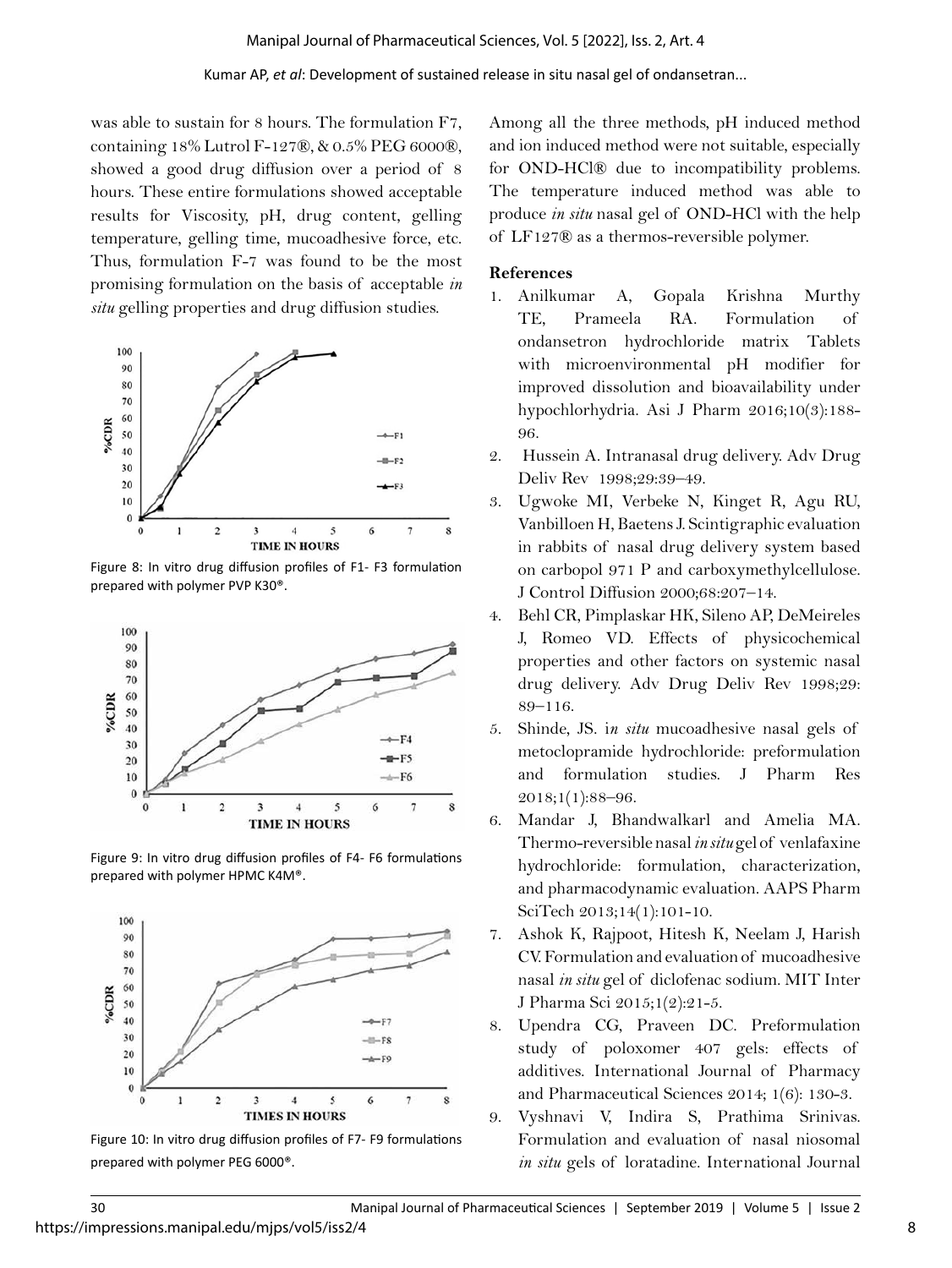was able to sustain for 8 hours. The formulation F7, containing 18% Lutrol F-127®, & 0.5% PEG 6000®, showed a good drug diffusion over a period of 8 hours. These entire formulations showed acceptable results for Viscosity, pH, drug content, gelling temperature, gelling time, mucoadhesive force, etc. Thus, formulation F-7 was found to be the most promising formulation on the basis of acceptable *in situ* gelling properties and drug diffusion studies.

Figure 8: In vitro drug diffusion profiles of F1- F3 formulation prepared with polymer PVP K30®.

Figure 9: In vitro drug diffusion profiles of F4- F6 formulations prepared with polymer HPMC K4M®.

Figure 10: In vitro drug diffusion profiles of F7- F9 formulations prepared with polymer PEG 6000®.

Among all the three methods, pH induced method and ion induced method were not suitable, especially for OND-HCl® due to incompatibility problems. The temperature induced method was able to produce *in situ* nasal gel of OND-HCl with the help of LF127® as a thermos-reversible polymer.

## References

1. Anilkumar A, Gopala Krishna Murthy TE, Prameela RA. Formulation of ondansetron hydrochloride matrix Tablets with microenvironmental pH modifier for improved dissolution and bioavailability under hypochlorhydria. Asi J Pharm 2016;10(3):188-96.
2. Hussein A. Intranasal drug delivery. Adv Drug Deliv Rev 1998;29:39–49.
3. Ugwoke MI, Verbeke N, Kinget R, Agu RU, Vanbilloen H, Baetens J. Scintigraphic evaluation in rabbits of nasal drug delivery system based on carbopol 971 P and carboxymethylcellulose. J Control Diffusion 2000;68:207–14.
4. Behl CR, Pimplaskar HK, Sileno AP, DeMeireles J, Romeo VD. Effects of physicochemical properties and other factors on systemic nasal drug delivery. Adv Drug Deliv Rev 1998;29: 89–116.
5. Shinde, JS. i*n situ* mucoadhesive nasal gels of metoclopramide hydrochloride: preformulation and formulation studies. J Pharm Res 2018;1(1):88–96.
6. Mandar J, Bhandwalkarl and Amelia MA. Thermo-reversible nasal *in situ* gel of venlafaxine hydrochloride: formulation, characterization, and pharmacodynamic evaluation. AAPS Pharm SciTech 2013;14(1):101-10.
7. Ashok K, Rajpoot, Hitesh K, Neelam J, Harish CV. Formulation and evaluation of mucoadhesive nasal *in situ* gel of diclofenac sodium. MIT Inter J Pharma Sci 2015;1(2):21-5.
8. Upendra CG, Praveen DC. Preformulation study of poloxomer 407 gels: effects of additives. International Journal of Pharmacy and Pharmaceutical Sciences 2014; 1(6): 130-3.
9. Vyshnavi V, Indira S, Prathima Srinivas. Formulation and evaluation of nasal niosomal *in situ* gels of loratadine. International Journal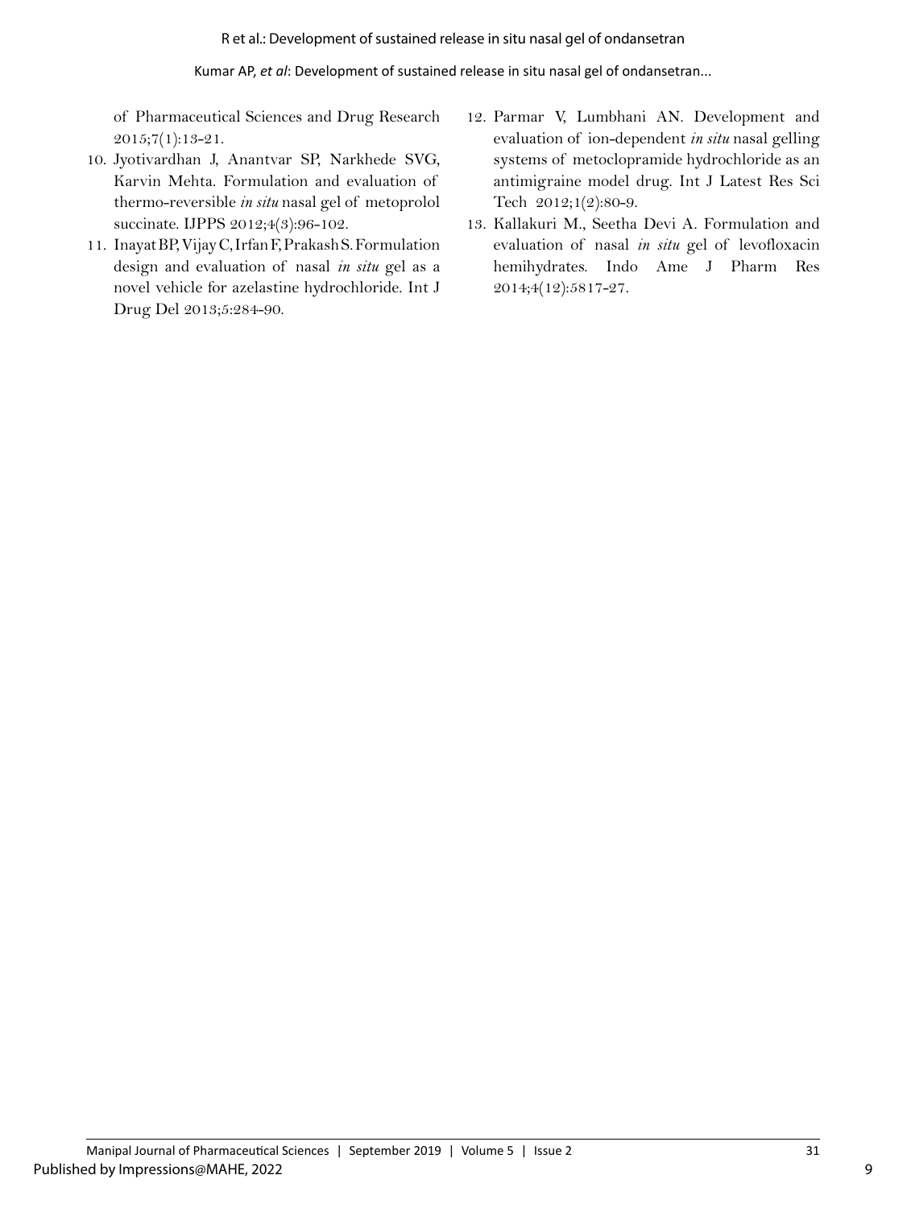of Pharmaceutical Sciences and Drug Research 2015;7(1):13-21.

10. Jyotivardhan J, Anantvar SP, Narkhede SVG, Karvin Mehta. Formulation and evaluation of thermo-reversible *in situ* nasal gel of metoprolol succinate. IJPPS 2012;4(3):96-102.
11. Inayat BP, Vijay C, Irfan F, Prakash S. Formulation design and evaluation of nasal *in situ* gel as a novel vehicle for azelastine hydrochloride. Int J Drug Del 2013;5:284-90.
12. Parmar V, Lumbhani AN. Development and evaluation of ion-dependent *in situ* nasal gelling systems of metoclopramide hydrochloride as an antimigraine model drug. Int J Latest Res Sci Tech 2012;1(2):80-9.
13. Kallakuri M., Seetha Devi A. Formulation and evaluation of nasal *in situ* gel of levofloxacin hemihydrates. Indo Ame J Pharm Res 2014;4(12):5817-27.